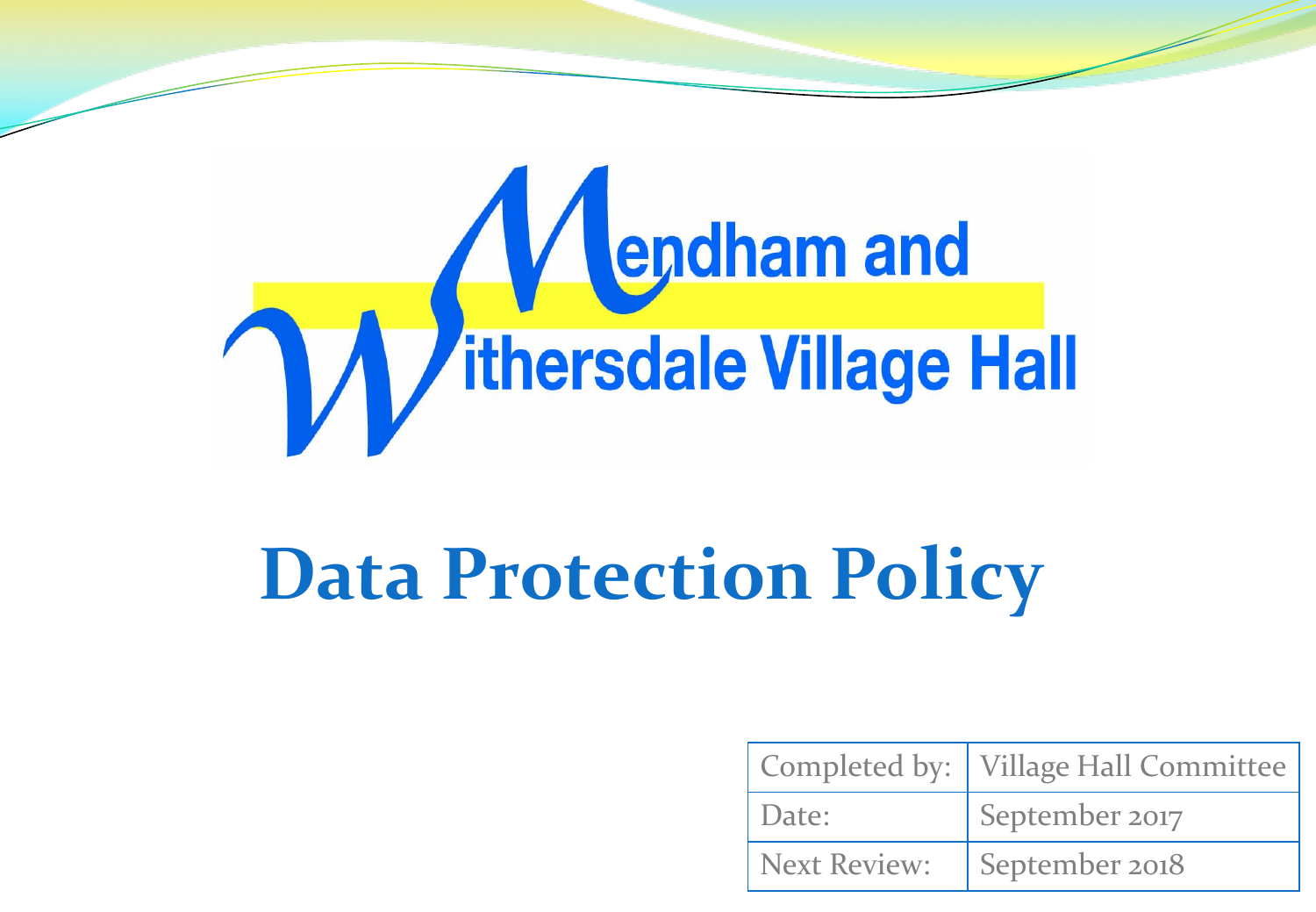Mendham and Withersdale Village Hall

# Data Protection Policy

| Completed by: | Village Hall Committee |
| --- | --- |
| Date: | September 2017 |
| Next Review: | September 2018 |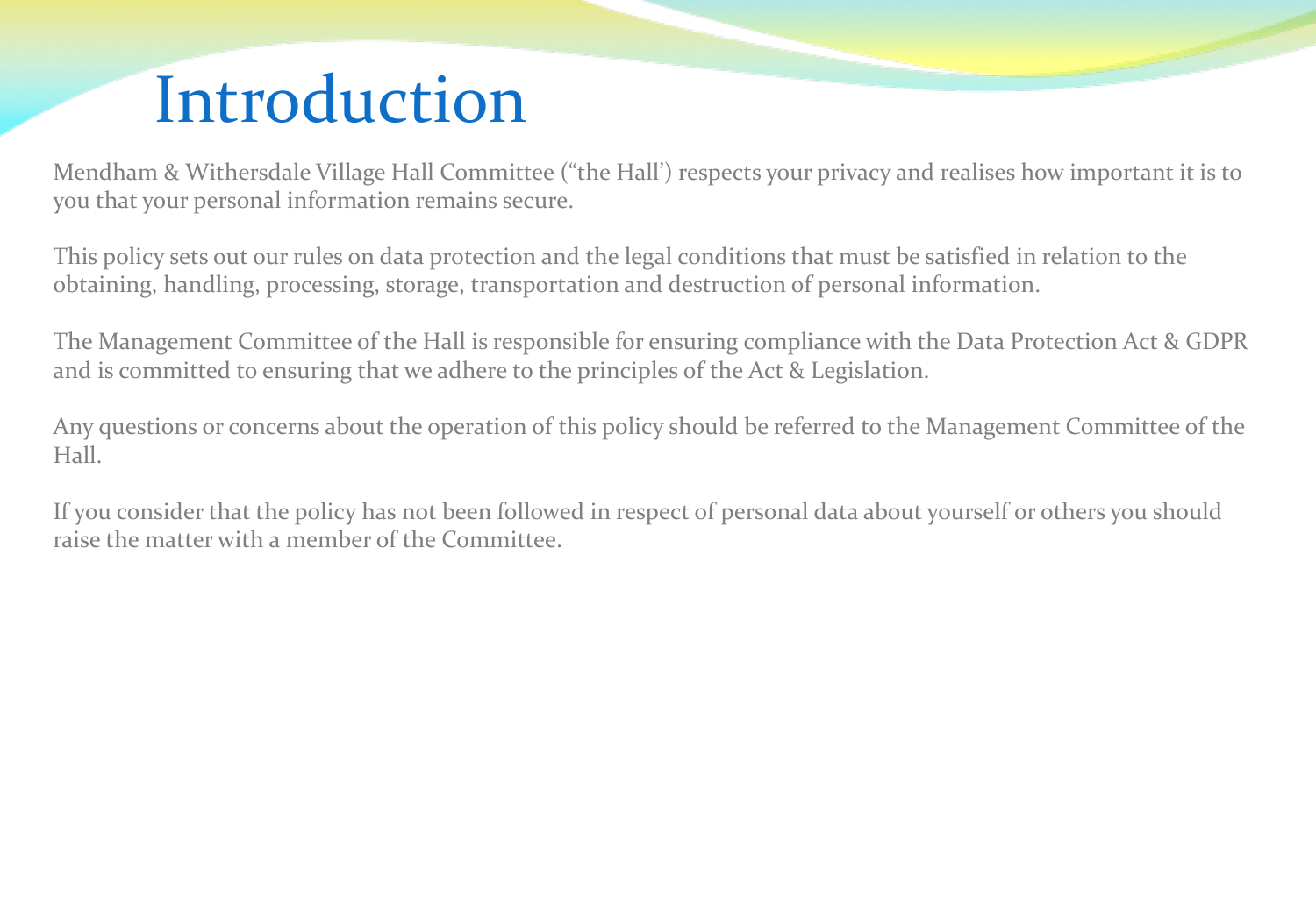# Introduction

Mendham & Withersdale Village Hall Committee ("the Hall') respects your privacy and realises how important it is to you that your personal information remains secure.

This policy sets out our rules on data protection and the legal conditions that must be satisfied in relation to the obtaining, handling, processing, storage, transportation and destruction of personal information.

The Management Committee of the Hall is responsible for ensuring compliance with the Data Protection Act & GDPR and is committed to ensuring that we adhere to the principles of the Act & Legislation.

Any questions or concerns about the operation of this policy should be referred to the Management Committee of the Hall.

If you consider that the policy has not been followed in respect of personal data about yourself or others you should raise the matter with a member of the Committee.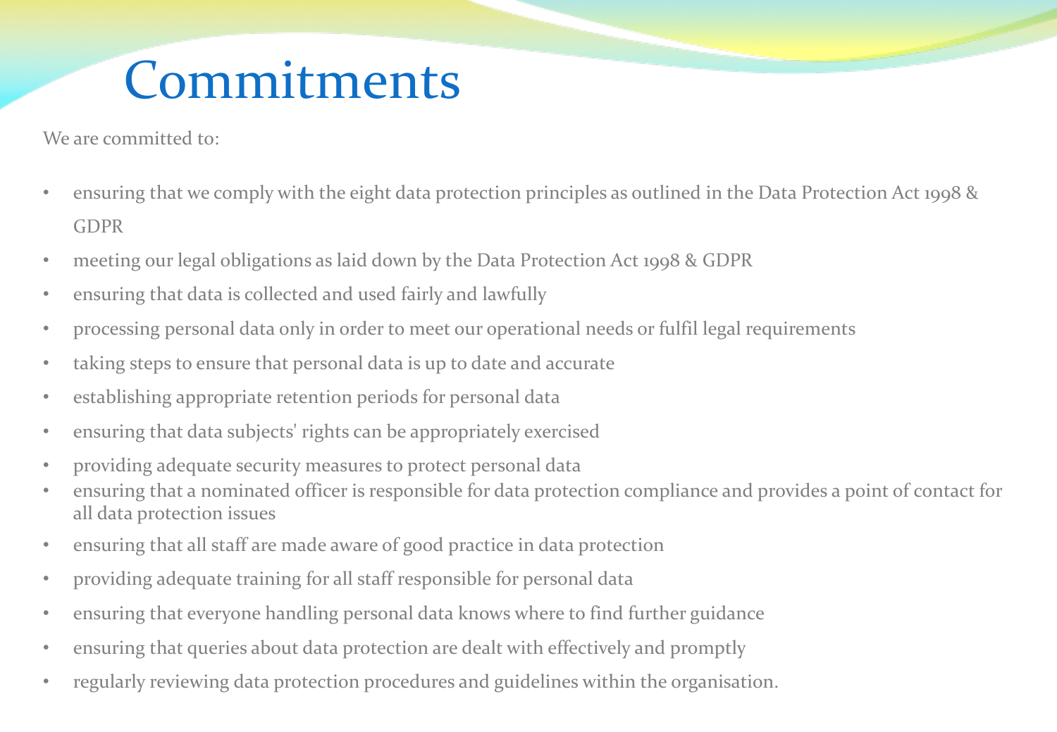# Commitments

We are committed to:

- ensuring that we comply with the eight data protection principles as outlined in the Data Protection Act 1998 & GDPR
- meeting our legal obligations as laid down by the Data Protection Act 1998 & GDPR
- ensuring that data is collected and used fairly and lawfully
- processing personal data only in order to meet our operational needs or fulfil legal requirements
- taking steps to ensure that personal data is up to date and accurate
- establishing appropriate retention periods for personal data
- ensuring that data subjects' rights can be appropriately exercised
- providing adequate security measures to protect personal data
- ensuring that a nominated officer is responsible for data protection compliance and provides a point of contact for all data protection issues
- ensuring that all staff are made aware of good practice in data protection
- providing adequate training for all staff responsible for personal data
- ensuring that everyone handling personal data knows where to find further guidance
- ensuring that queries about data protection are dealt with effectively and promptly
- regularly reviewing data protection procedures and guidelines within the organisation.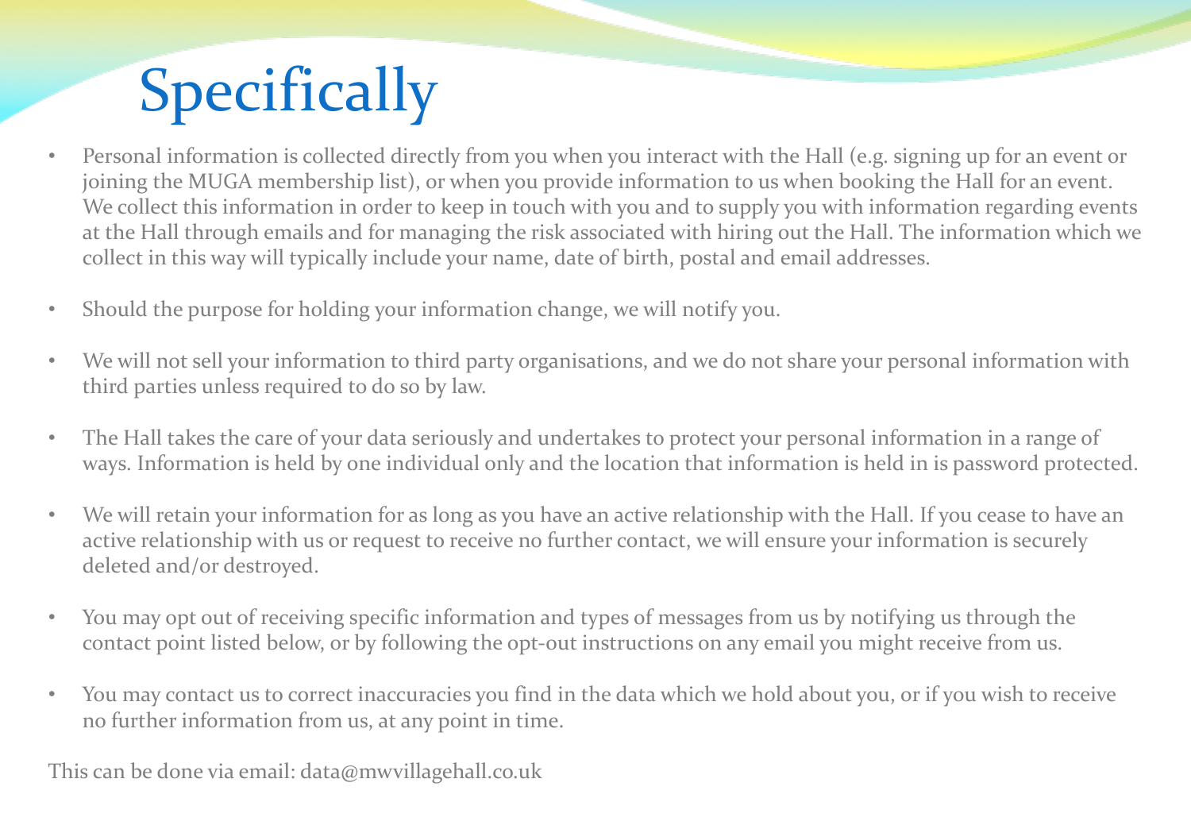# Specifically

- Personal information is collected directly from you when you interact with the Hall (e.g. signing up for an event or joining the MUGA membership list), or when you provide information to us when booking the Hall for an event. We collect this information in order to keep in touch with you and to supply you with information regarding events at the Hall through emails and for managing the risk associated with hiring out the Hall. The information which we collect in this way will typically include your name, date of birth, postal and email addresses.
- Should the purpose for holding your information change, we will notify you.
- We will not sell your information to third party organisations, and we do not share your personal information with third parties unless required to do so by law.
- The Hall takes the care of your data seriously and undertakes to protect your personal information in a range of ways. Information is held by one individual only and the location that information is held in is password protected.
- We will retain your information for as long as you have an active relationship with the Hall. If you cease to have an active relationship with us or request to receive no further contact, we will ensure your information is securely deleted and/or destroyed.
- You may opt out of receiving specific information and types of messages from us by notifying us through the contact point listed below, or by following the opt-out instructions on any email you might receive from us.
- You may contact us to correct inaccuracies you find in the data which we hold about you, or if you wish to receive no further information from us, at any point in time.

This can be done via email: data@mwvillagehall.co.uk